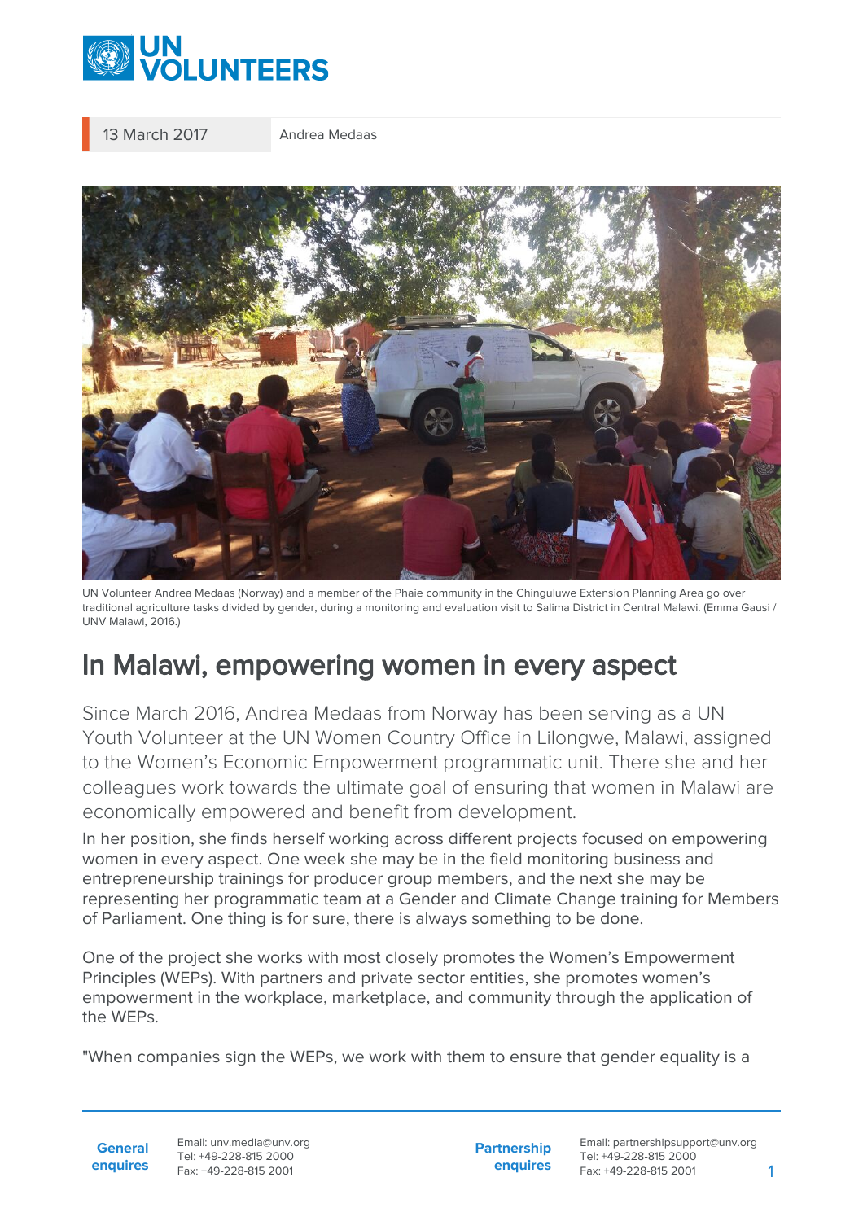13 March 2017 | Andrea Medaas

UN Volunteer Andrea Medaas (Norway) and a member of the Phaie community in the Chinguluwe Extension Planning Area go over traditional agriculture tasks divided by gender, during a monitoring and evaluation visit to Salima District in Central Malawi. (Emma Gausi / UNV Malawi, 2016.)

# In Malawi, empowering women in every aspect

Since March 2016, Andrea Medaas from Norway has been serving as a UN Youth Volunteer at the UN Women Country Office in Lilongwe, Malawi, assigned to the Women's Economic Empowerment programmatic unit. There she and her colleagues work towards the ultimate goal of ensuring that women in Malawi are economically empowered and benefit from development.

In her position, she finds herself working across different projects focused on empowering women in every aspect. One week she may be in the field monitoring business and entrepreneurship trainings for producer group members, and the next she may be representing her programmatic team at a Gender and Climate Change training for Members of Parliament. One thing is for sure, there is always something to be done.

One of the project she works with most closely promotes the Women's Empowerment Principles (WEPs). With partners and private sector entities, she promotes women's empowerment in the workplace, marketplace, and community through the application of the WEPs.

"When companies sign the WEPs, we work with them to ensure that gender equality is a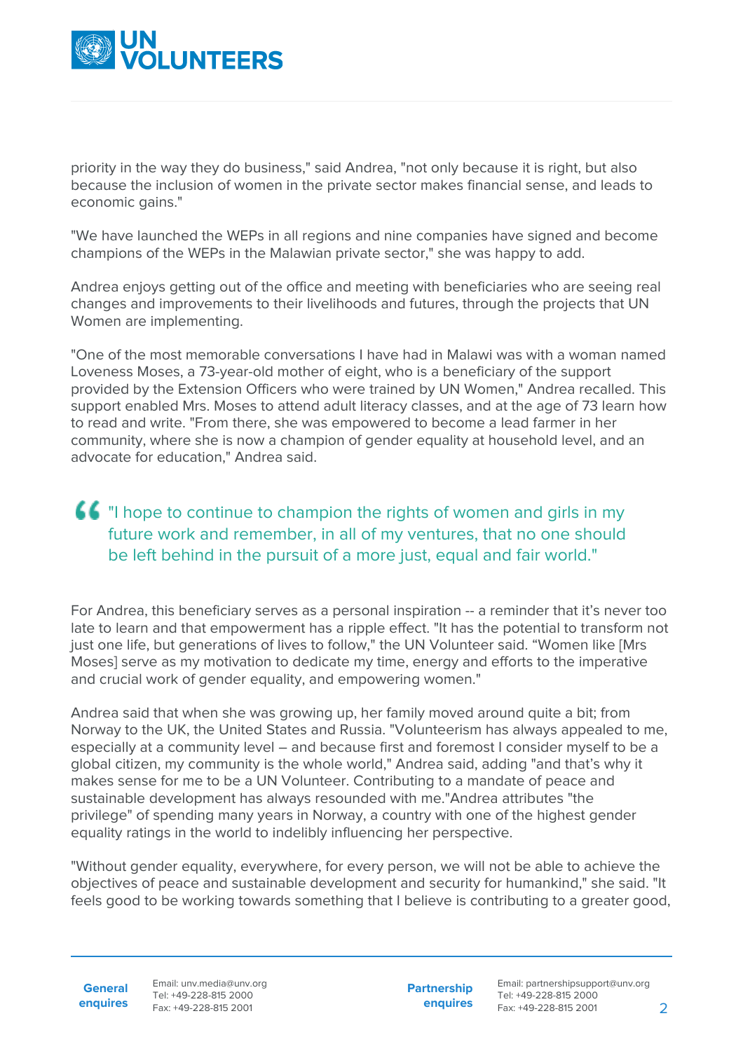priority in the way they do business," said Andrea, "not only because it is right, but also because the inclusion of women in the private sector makes financial sense, and leads to economic gains."

"We have launched the WEPs in all regions and nine companies have signed and become champions of the WEPs in the Malawian private sector," she was happy to add.

Andrea enjoys getting out of the office and meeting with beneficiaries who are seeing real changes and improvements to their livelihoods and futures, through the projects that UN Women are implementing.

"One of the most memorable conversations I have had in Malawi was with a woman named Loveness Moses, a 73-year-old mother of eight, who is a beneficiary of the support provided by the Extension Officers who were trained by UN Women," Andrea recalled. This support enabled Mrs. Moses to attend adult literacy classes, and at the age of 73 learn how to read and write. "From there, she was empowered to become a lead farmer in her community, where she is now a champion of gender equality at household level, and an advocate for education," Andrea said.

> "I hope to continue to champion the rights of women and girls in my future work and remember, in all of my ventures, that no one should be left behind in the pursuit of a more just, equal and fair world."

For Andrea, this beneficiary serves as a personal inspiration -- a reminder that it's never too late to learn and that empowerment has a ripple effect. "It has the potential to transform not just one life, but generations of lives to follow," the UN Volunteer said. "Women like [Mrs Moses] serve as my motivation to dedicate my time, energy and efforts to the imperative and crucial work of gender equality, and empowering women."

Andrea said that when she was growing up, her family moved around quite a bit; from Norway to the UK, the United States and Russia. "Volunteerism has always appealed to me, especially at a community level – and because first and foremost I consider myself to be a global citizen, my community is the whole world," Andrea said, adding "and that's why it makes sense for me to be a UN Volunteer. Contributing to a mandate of peace and sustainable development has always resounded with me."Andrea attributes "the privilege" of spending many years in Norway, a country with one of the highest gender equality ratings in the world to indelibly influencing her perspective.

"Without gender equality, everywhere, for every person, we will not be able to achieve the objectives of peace and sustainable development and security for humankind," she said. "It feels good to be working towards something that I believe is contributing to a greater good,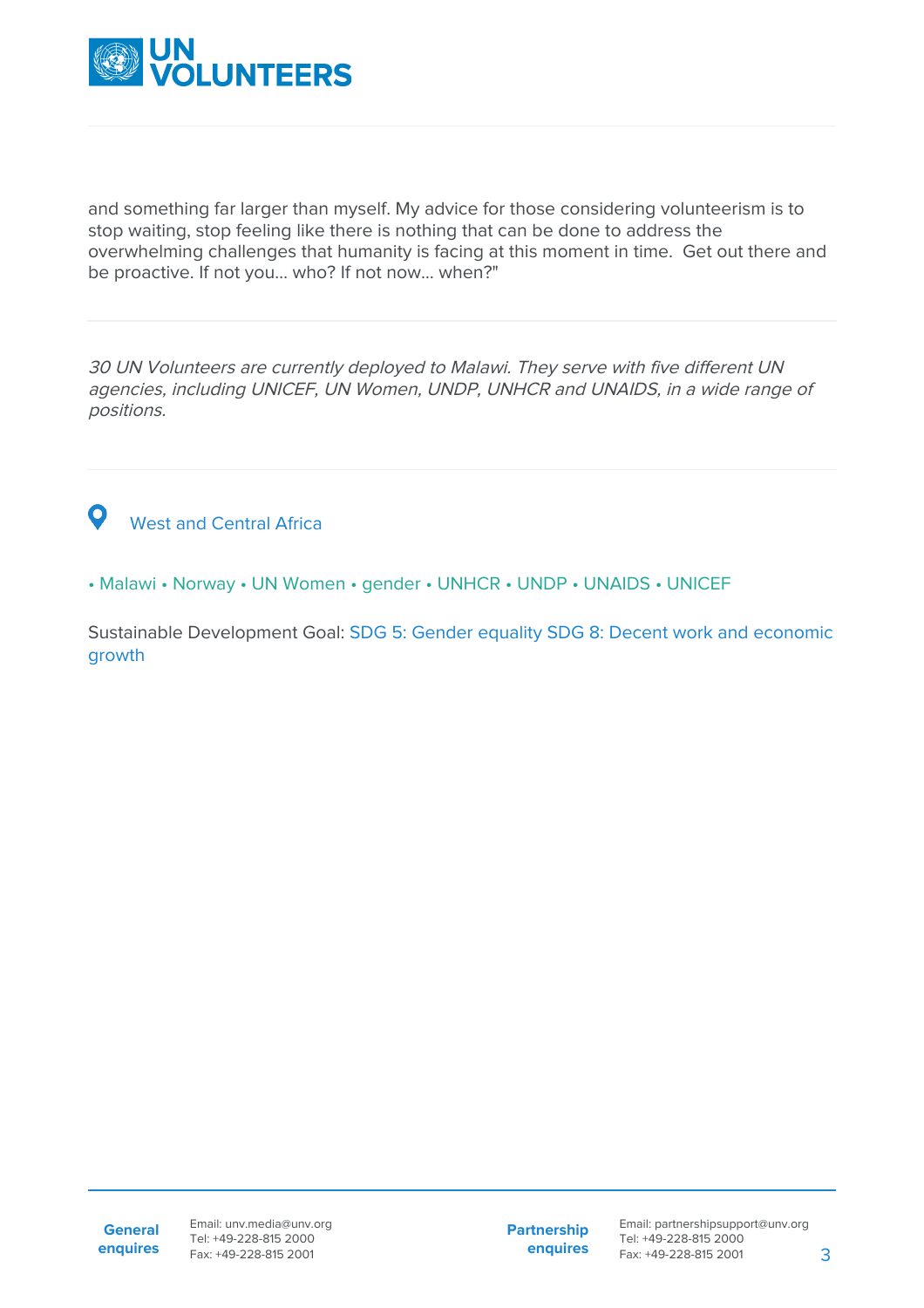and something far larger than myself. My advice for those considering volunteerism is to stop waiting, stop feeling like there is nothing that can be done to address the overwhelming challenges that humanity is facing at this moment in time. Get out there and be proactive. If not you... who? If not now... when?"

---

*30 UN Volunteers are currently deployed to Malawi. They serve with five different UN agencies, including UNICEF, UN Women, UNDP, UNHCR and UNAIDS, in a wide range of positions.*

---

West and Central Africa

• Malawi • Norway • UN Women • gender • UNHCR • UNDP • UNAIDS • UNICEF

Sustainable Development Goal: SDG 5: Gender equality SDG 8: Decent work and economic growth

**General enquires** Email: unv.media@unv.org Tel: +49-228-815 2000 Fax: +49-228-815 2001

**Partnership enquires** Email: partnershipsupport@unv.org Tel: +49-228-815 2000 Fax: +49-228-815 2001